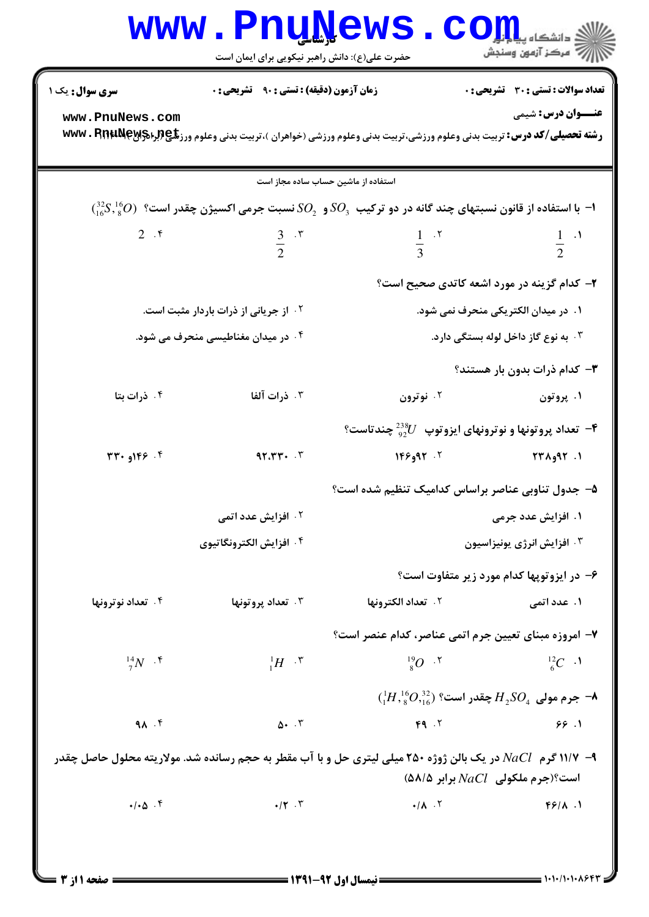**سری سوال:** یک ۱

**زمان آزمون (دقیقه) : تستی : ۹۰ تشریحی : ۰**

**تعداد سوالات : تستی : ۳۰ تشریحی : ۰**

**عنـــوان درس:** شیمی

**رشته تحصیلی/کد درس:** تربیت بدنی وعلوم ورزشی،تربیت بدنی وعلوم ورزشی (خواهران )،تربیت بدنی وعلوم ورزشی (برادران) ۱۱۱۴۰۲۳

استفاده از ماشین حساب ساده مجاز است

۱- با استفاده از قانون نسبتهای چند گانه در دو ترکیب $SO_3$ و $SO_2$ نسبت جرمی اکسیژن چقدر است؟ $({}^{32}_{16}S, {}^{16}_{8}O)$

۱. $\frac{1}{2}$ ۲. $\frac{1}{3}$ ۳. $\frac{3}{2}$ ۴. $2$

۲- کدام گزینه در مورد اشعه کاتدی صحیح است؟

۱. در میدان الکتریکی منحرف نمی شود.

۲. از جریانی از ذرات باردار مثبت است.

۳. به نوع گاز داخل لوله بستگی دارد.

۴. در میدان مغناطیسی منحرف می شود.

۳- کدام ذرات بدون بار هستند؟

۱. پروتون ۲. نوترون ۳. ذرات آلفا ۴. ذرات بتا

۴- تعداد پروتونها و نوترونهای ایزوتوپ ${}^{238}_{92}U$ چندتاست؟

۱. ۹۲و۲۳۸ ۲. ۹۲و۱۴۶ ۳. ۹۲،۳۳۰ ۴. ۱۴۶و۳۳۰

۵- جدول تناوبی عناصر براساس کدامیک تنظیم شده است؟

۱. افزایش عدد جرمی

۲. افزایش عدد اتمی

۳. افزایش انرژی یونیزاسیون

۴. افزایش الکترونگاتیوی

۶- در ایزوتوپها کدام مورد زیر متفاوت است؟

۱. عدد اتمی ۲. تعداد الکترونها ۳. تعداد پروتونها ۴. تعداد نوترونها

۷- امروزه مبنای تعیین جرم اتمی عناصر، کدام عنصر است؟

۱. ${}^{12}_{6}C$ ۲. ${}^{19}_{8}O$ ۳. ${}^{1}_{1}H$ ۴. ${}^{14}_{7}N$

۸- جرم مولی $H_2SO_4$ چقدر است؟ $({}^{1}_{1}H, {}^{16}_{8}O, {}^{32}_{16})$

۱. ۶۶ ۲. ۴۹ ۳. ۵۰ ۴. ۹۸

۹- ۱۱/۷ گرم $NaCl$ در یک بالن ژوژه ۲۵۰ میلی لیتری حل و با آب مقطر به حجم رسانده شد. مولاریته محلول حاصل چقدر است؟(جرم ملکولی $NaCl$ برابر ۵۸/۵)

۱. ۴۶/۸ ۲. ۰/۸ ۳. ۰/۲ ۴. ۰/۰۵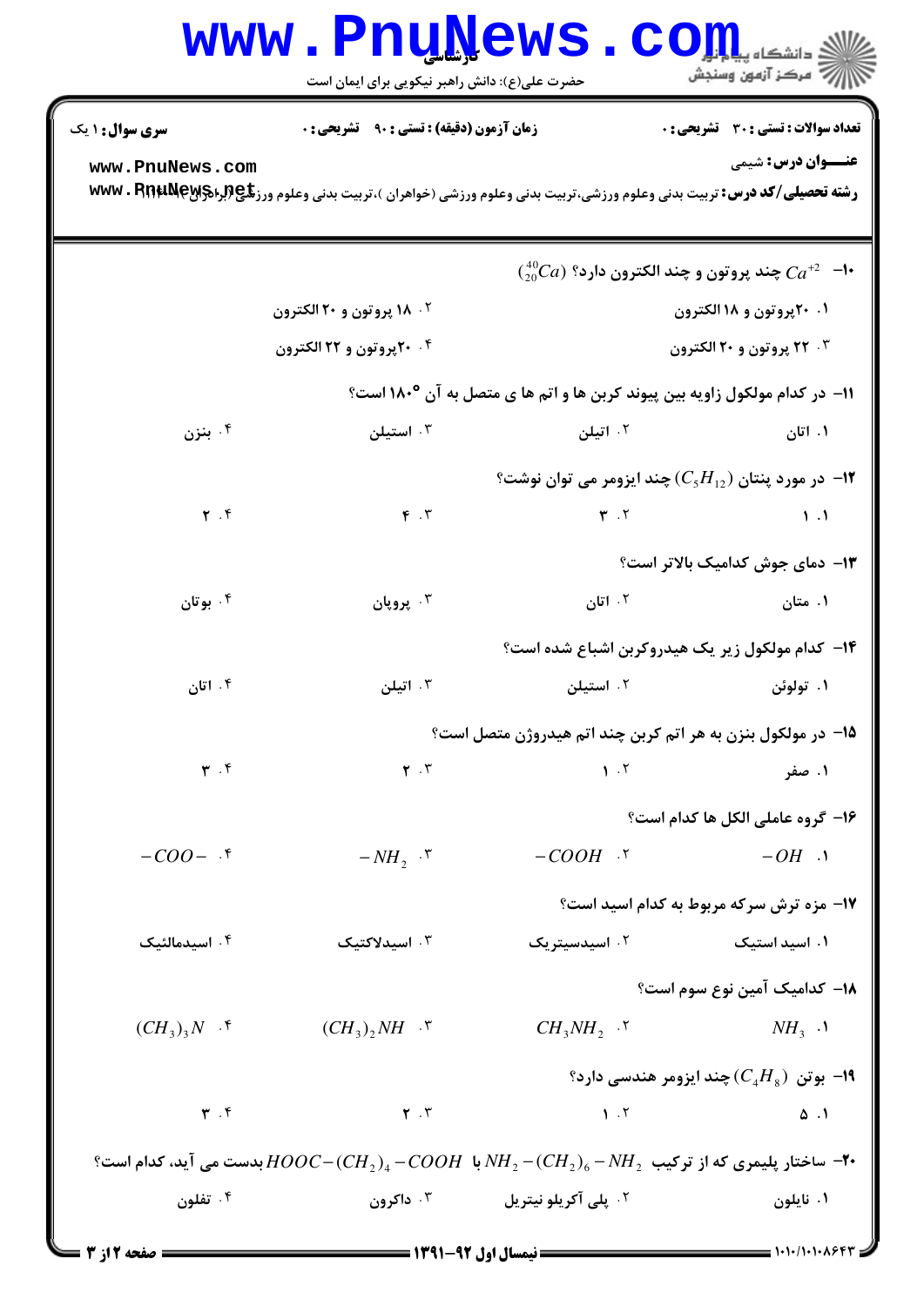**سری سوال:** ۱ یک

**زمان آزمون (دقیقه) : تستی :** ۹۰ **تشریحی :** ۰

**تعداد سوالات : تستی :** ۳۰ **تشریحی :** ۰

**عنـــوان درس:** شیمی

**رشته تحصیلی/کد درس:** تربیت بدنی وعلوم ورزشی،تربیت بدنی وعلوم ورزشی (خواهران )،تربیت بدنی وعلوم ورزشی (برادران) ۱۱۱۱۱۰۹

---

**۱۰-** $Ca^{+2}$ $(^{40}_{20}Ca)$ چند پروتون و چند الکترون دارد؟

۱. ۲۰پروتون و ۱۸ الکترون
۲. ۱۸ پروتون و ۲۰ الکترون
۳. ۲۲ پروتون و ۲۰ الکترون
۴. ۲۰پروتون و ۲۲ الکترون

**۱۱-** در کدام مولکول زاویه بین پیوند کربن ها و اتم ها ی متصل به آن °۱۸۰ است؟

۱. اتان
۲. اتیلن
۳. استیلن
۴. بنزن

**۱۲-** در مورد پنتان $(C_5H_{12})$ چند ایزومر می توان نوشت؟

۱. ۱
۲. ۳
۳. ۴
۴. ۲

**۱۳-** دمای جوش کدامیک بالاتر است؟

۱. متان
۲. اتان
۳. پروپان
۴. بوتان

**۱۴-** کدام مولکول زیر یک هیدروکربن اشباع شده است؟

۱. تولوئن
۲. استیلن
۳. اتیلن
۴. اتان

**۱۵-** در مولکول بنزن به هر اتم کربن چند اتم هیدروژن متصل است؟

۱. صفر
۲. ۱
۳. ۲
۴. ۳

**۱۶-** گروه عاملی الکل ها کدام است؟

۱. $-OH$
۲. $-COOH$
۳. $-NH_2$
۴. $-COO-$

**۱۷-** مزه ترش سرکه مربوط به کدام اسید است؟

۱. اسید استیک
۲. اسیدسیتریک
۳. اسیدلاکتیک
۴. اسیدمالئیک

**۱۸-** کدامیک آمین نوع سوم است؟

۱. $NH_3$
۲. $CH_3NH_2$
۳. $(CH_3)_2NH$
۴. $(CH_3)_3N$

**۱۹-** بوتن $(C_4H_8)$ چند ایزومر هندسی دارد؟

۱. ۵
۲. ۱
۳. ۲
۴. ۳

**۲۰-** ساختار پلیمری که از ترکیب $NH_2-(CH_2)_6-NH_2$ با $HOOC-(CH_2)_4-COOH$ بدست می آید، کدام است؟

۱. نایلون
۲. پلی آکریلو نیتریل
۳. داکرون
۴. تفلون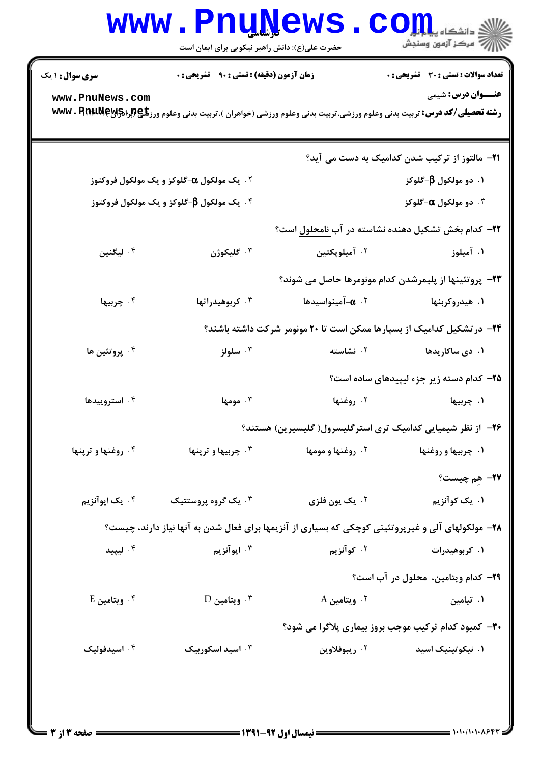**سری سوال:** ۱ یک

**زمان آزمون (دقیقه) : تستی :** ۹۰ **تشریحی :** ۰

**تعداد سوالات : تستی :** ۳۰ **تشریحی :** ۰

**عنـــوان درس:** شیمی

**رشته تحصیلی/کد درس:** تربیت بدنی وعلوم ورزشی،تربیت بدنی وعلوم ورزشی (خواهران )،تربیت بدنی وعلوم ورزشی (برادران) ۱۱۱۴۰۰۱

۲۱- مالتوز از ترکیب شدن کدامیک به دست می آید؟

۱. دو مولکول $\beta$-گلوکز

۲. یک مولکول $\alpha$-گلوکز و یک مولکول فروکتوز

۳. دو مولکول $\alpha$-گلوکز

۴. یک مولکول $\beta$-گلوکز و یک مولکول فروکتوز

۲۲- کدام بخش تشکیل دهنده نشاسته در آب نامحلول است؟

۱. آمیلوز ۲. آمیلوپکتین ۳. گلیکوژن ۴. لیگنین

۲۳- پروتئینها از پلیمرشدن کدام مونومرها حاصل می شوند؟

۱. هیدروکربنها ۲. $\alpha$-آمینواسیدها ۳. کربوهیدراتها ۴. چربیها

۲۴- درتشکیل کدامیک از بسپارها ممکن است تا ۲۰ مونومر شرکت داشته باشند؟

۱. دی ساکاریدها ۲. نشاسته ۳. سلولز ۴. پروتئین ها

۲۵- کدام دسته زیر جزء لیپیدهای ساده است؟

۱. چربیها ۲. روغنها ۳. مومها ۴. استروییدها

۲۶- از نظر شیمیایی کدامیک تری استرگلیسرول( گلیسیرین) هستند؟

۱. چربیها و روغنها ۲. روغنها و مومها ۳. چربیها و ترپنها ۴. روغنها و ترپنها

۲۷- هِم چیست؟

۱. یک کوآنزیم ۲. یک یون فلزی ۳. یک گروه پروستتیک ۴. یک اپوآنزیم

۲۸- مولکولهای آلی و غیرپروتئینی کوچکی که بسیاری از آنزیمها برای فعال شدن به آنها نیاز دارند، چیست؟

۱. کربوهیدرات ۲. کوآنزیم ۳. اپوآنزیم ۴. لیپید

۲۹- کدام ویتامین، محلول در آب است؟

۱. تیامین ۲. ویتامین A ۳. ویتامین D ۴. ویتامین E

۳۰- کمبود کدام ترکیب موجب بروز بیماری پلاگرا می شود؟

۱. نیکوتینیک اسید ۲. ریبوفلاوین ۳. اسید اسکوربیک ۴. اسیدفولیک